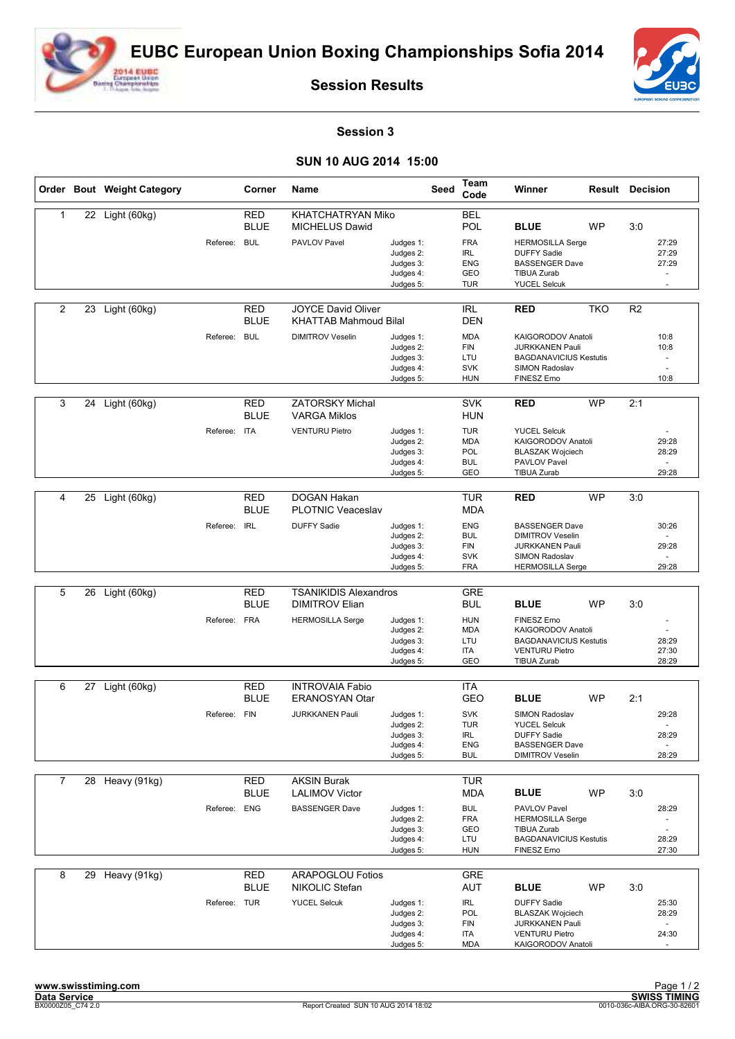# EUBC European Union Boxing Championships Sofia 2014

## Session Results

### Session 3

### SUN 10 AUG 2014 15:00

| Order | Bout | Weight Category | Corner | Name | Seed | Team Code | Winner | Result | Decision |
|---|---|---|---|---|---|---|---|---|---|
| 1 | 22 | Light (60kg) | RED | KHATCHATRYAN Miko | | BEL | | | |
| | | | BLUE | MICHELUS Dawid | | POL | BLUE | WP | 3:0 |
| | | Referee: BUL | | PAVLOV Pavel | Judges 1: | FRA | HERMOSILLA Serge | | 27:29 |
| | | | | | Judges 2: | IRL | DUFFY Sadie | | 27:29 |
| | | | | | Judges 3: | ENG | BASSENGER Dave | | 27:29 |
| | | | | | Judges 4: | GEO | TIBUA Zurab | | - |
| | | | | | Judges 5: | TUR | YUCEL Selcuk | | - |
| 2 | 23 | Light (60kg) | RED | JOYCE David Oliver | | IRL | RED | TKO | R2 |
| | | | BLUE | KHATTAB Mahmoud Bilal | | DEN | | | |
| | | Referee: BUL | | DIMITROV Veselin | Judges 1: | MDA | KAIGORODOV Anatoli | | 10:8 |
| | | | | | Judges 2: | FIN | JURKKANEN Pauli | | 10:8 |
| | | | | | Judges 3: | LTU | BAGDANAVICIUS Kestutis | | - |
| | | | | | Judges 4: | SVK | SIMON Radoslav | | - |
| | | | | | Judges 5: | HUN | FINESZ Erno | | 10:8 |
| 3 | 24 | Light (60kg) | RED | ZATORSKY Michal | | SVK | RED | WP | 2:1 |
| | | | BLUE | VARGA Miklos | | HUN | | | |
| | | Referee: ITA | | VENTURU Pietro | Judges 1: | TUR | YUCEL Selcuk | | - |
| | | | | | Judges 2: | MDA | KAIGORODOV Anatoli | | 29:28 |
| | | | | | Judges 3: | POL | BLASZAK Wojciech | | 28:29 |
| | | | | | Judges 4: | BUL | PAVLOV Pavel | | - |
| | | | | | Judges 5: | GEO | TIBUA Zurab | | 29:28 |
| 4 | 25 | Light (60kg) | RED | DOGAN Hakan | | TUR | RED | WP | 3:0 |
| | | | BLUE | PLOTNIC Veaceslav | | MDA | | | |
| | | Referee: IRL | | DUFFY Sadie | Judges 1: | ENG | BASSENGER Dave | | 30:26 |
| | | | | | Judges 2: | BUL | DIMITROV Veselin | | - |
| | | | | | Judges 3: | FIN | JURKKANEN Pauli | | 29:28 |
| | | | | | Judges 4: | SVK | SIMON Radoslav | | - |
| | | | | | Judges 5: | FRA | HERMOSILLA Serge | | 29:28 |
| 5 | 26 | Light (60kg) | RED | TSANIKIDIS Alexandros | | GRE | | | |
| | | | BLUE | DIMITROV Elian | | BUL | BLUE | WP | 3:0 |
| | | Referee: FRA | | HERMOSILLA Serge | Judges 1: | HUN | FINESZ Erno | | - |
| | | | | | Judges 2: | MDA | KAIGORODOV Anatoli | | - |
| | | | | | Judges 3: | LTU | BAGDANAVICIUS Kestutis | | 28:29 |
| | | | | | Judges 4: | ITA | VENTURU Pietro | | 27:30 |
| | | | | | Judges 5: | GEO | TIBUA Zurab | | 28:29 |
| 6 | 27 | Light (60kg) | RED | INTROVAIA Fabio | | ITA | | | |
| | | | BLUE | ERANOSYAN Otar | | GEO | BLUE | WP | 2:1 |
| | | Referee: FIN | | JURKKANEN Pauli | Judges 1: | SVK | SIMON Radoslav | | 29:28 |
| | | | | | Judges 2: | TUR | YUCEL Selcuk | | - |
| | | | | | Judges 3: | IRL | DUFFY Sadie | | 28:29 |
| | | | | | Judges 4: | ENG | BASSENGER Dave | | - |
| | | | | | Judges 5: | BUL | DIMITROV Veselin | | 28:29 |
| 7 | 28 | Heavy (91kg) | RED | AKSIN Burak | | TUR | | | |
| | | | BLUE | LALIMOV Victor | | MDA | BLUE | WP | 3:0 |
| | | Referee: ENG | | BASSENGER Dave | Judges 1: | BUL | PAVLOV Pavel | | 28:29 |
| | | | | | Judges 2: | FRA | HERMOSILLA Serge | | - |
| | | | | | Judges 3: | GEO | TIBUA Zurab | | - |
| | | | | | Judges 4: | LTU | BAGDANAVICIUS Kestutis | | 28:29 |
| | | | | | Judges 5: | HUN | FINESZ Erno | | 27:30 |
| 8 | 29 | Heavy (91kg) | RED | ARAPOGLOU Fotios | | GRE | | | |
| | | | BLUE | NIKOLIC Stefan | | AUT | BLUE | WP | 3:0 |
| | | Referee: TUR | | YUCEL Selcuk | Judges 1: | IRL | DUFFY Sadie | | 25:30 |
| | | | | | Judges 2: | POL | BLASZAK Wojciech | | 28:29 |
| | | | | | Judges 3: | FIN | JURKKANEN Pauli | | - |
| | | | | | Judges 4: | ITA | VENTURU Pietro | | 24:30 |
| | | | | | Judges 5: | MDA | KAIGORODOV Anatoli | | - |

www.swisstiming.com
Data Service
BX0000Z05_C74 2.0

Report Created SUN 10 AUG 2014 18:02

SWISS TIMING
0010-036c-AIBA.ORG-30-82601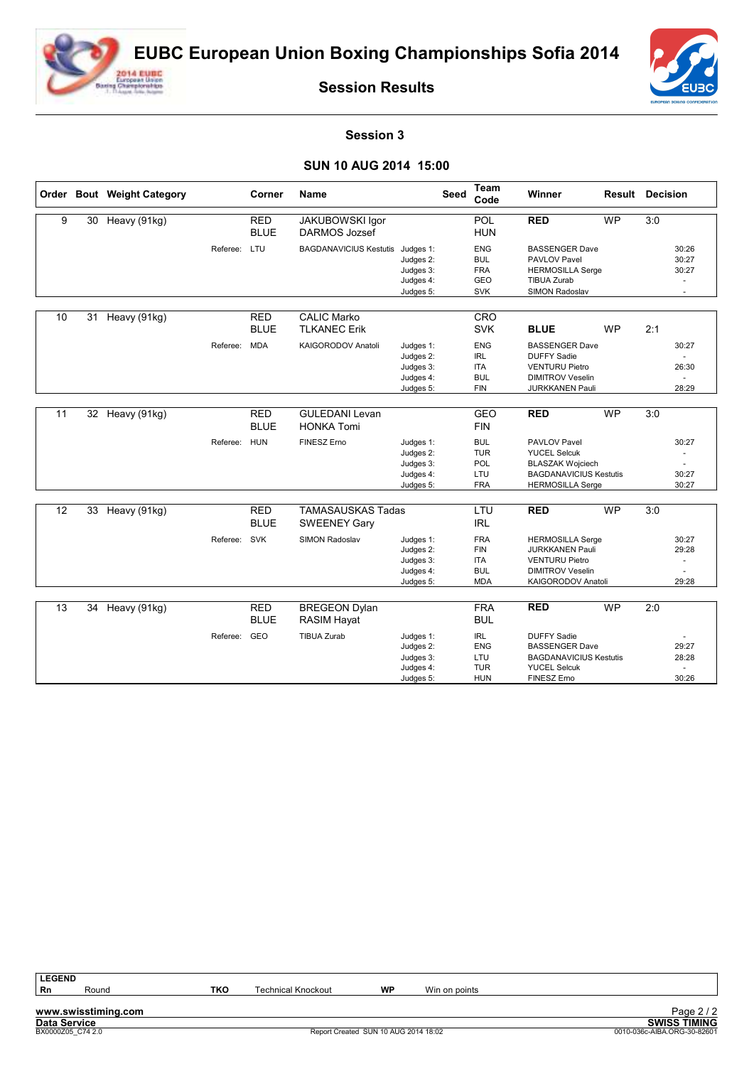# EUBC European Union Boxing Championships Sofia 2014

## Session Results

### Session 3

### SUN 10 AUG 2014 15:00

| Order | Bout | Weight Category | Corner | Name | Seed | Team Code | Winner | Result | Decision |
|---|---|---|---|---|---|---|---|---|---|
| 9 | 30 | Heavy (91kg) | RED | JAKUBOWSKI Igor | | POL | RED | WP | 3:0 |
| | | | BLUE | DARMOS Jozsef | | HUN | | | |
| | | Referee: | LTU | BAGDANAVICIUS Kestutis | Judges 1: | ENG | BASSENGER Dave | | 30:26 |
| | | | | | Judges 2: | BUL | PAVLOV Pavel | | 30:27 |
| | | | | | Judges 3: | FRA | HERMOSILLA Serge | | 30:27 |
| | | | | | Judges 4: | GEO | TIBUA Zurab | | - |
| | | | | | Judges 5: | SVK | SIMON Radoslav | | - |
| 10 | 31 | Heavy (91kg) | RED | CALIC Marko | | CRO | | | |
| | | | BLUE | TLKANEC Erik | | SVK | BLUE | WP | 2:1 |
| | | Referee: | MDA | KAIGORODOV Anatoli | Judges 1: | ENG | BASSENGER Dave | | 30:27 |
| | | | | | Judges 2: | IRL | DUFFY Sadie | | - |
| | | | | | Judges 3: | ITA | VENTURU Pietro | | 26:30 |
| | | | | | Judges 4: | BUL | DIMITROV Veselin | | - |
| | | | | | Judges 5: | FIN | JURKKANEN Pauli | | 28:29 |
| 11 | 32 | Heavy (91kg) | RED | GULEDANI Levan | | GEO | RED | WP | 3:0 |
| | | | BLUE | HONKA Tomi | | FIN | | | |
| | | Referee: | HUN | FINESZ Erno | Judges 1: | BUL | PAVLOV Pavel | | 30:27 |
| | | | | | Judges 2: | TUR | YUCEL Selcuk | | - |
| | | | | | Judges 3: | POL | BLASZAK Wojciech | | - |
| | | | | | Judges 4: | LTU | BAGDANAVICIUS Kestutis | | 30:27 |
| | | | | | Judges 5: | FRA | HERMOSILLA Serge | | 30:27 |
| 12 | 33 | Heavy (91kg) | RED | TAMASAUSKAS Tadas | | LTU | RED | WP | 3:0 |
| | | | BLUE | SWEENEY Gary | | IRL | | | |
| | | Referee: | SVK | SIMON Radoslav | Judges 1: | FRA | HERMOSILLA Serge | | 30:27 |
| | | | | | Judges 2: | FIN | JURKKANEN Pauli | | 29:28 |
| | | | | | Judges 3: | ITA | VENTURU Pietro | | - |
| | | | | | Judges 4: | BUL | DIMITROV Veselin | | - |
| | | | | | Judges 5: | MDA | KAIGORODOV Anatoli | | 29:28 |
| 13 | 34 | Heavy (91kg) | RED | BREGEON Dylan | | FRA | RED | WP | 2:0 |
| | | | BLUE | RASIM Hayat | | BUL | | | |
| | | Referee: | GEO | TIBUA Zurab | Judges 1: | IRL | DUFFY Sadie | | - |
| | | | | | Judges 2: | ENG | BASSENGER Dave | | 29:27 |
| | | | | | Judges 3: | LTU | BAGDANAVICIUS Kestutis | | 28:28 |
| | | | | | Judges 4: | TUR | YUCEL Selcuk | | - |
| | | | | | Judges 5: | HUN | FINESZ Erno | | 30:26 |

**LEGEND**

| | | | | | |
|---|---|---|---|---|---|
| Rn | Round | TKO | Technical Knockout | WP | Win on points |

www.swisstiming.com

Data Service — SWISS TIMING

BX0000Z05_C74 2.0 — Report Created SUN 10 AUG 2014 18:02 — 0010-036c-AIBA.ORG-30-82601